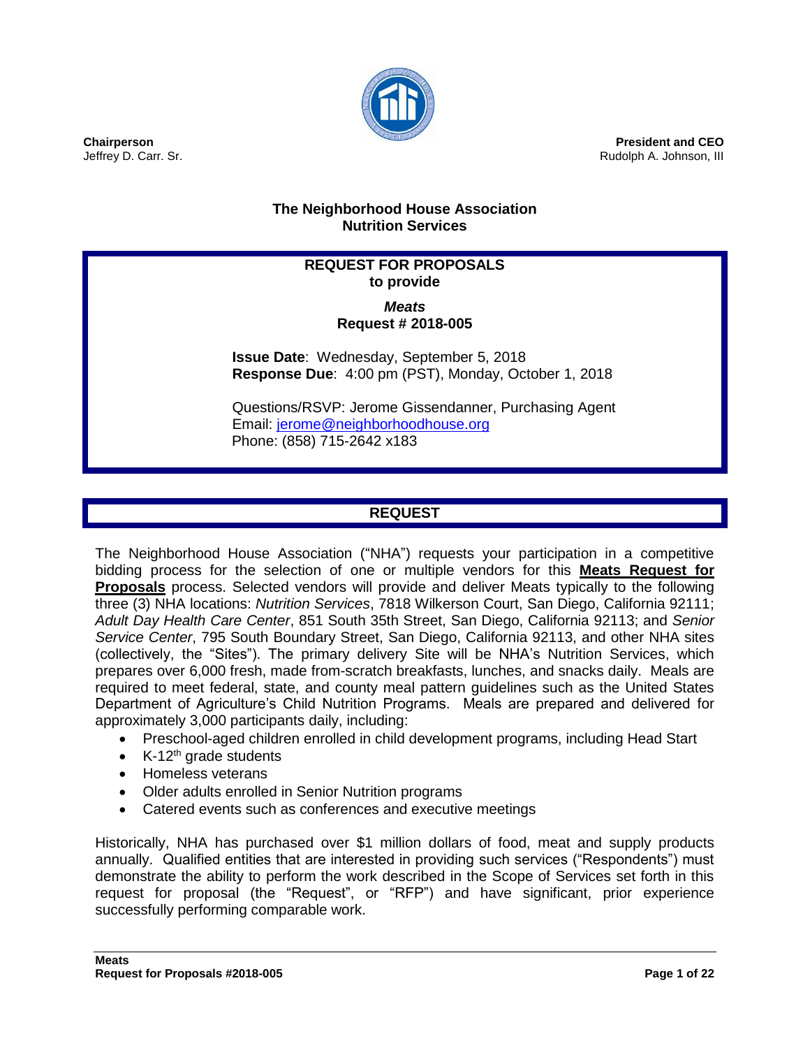**Chairperson**
Jeffrey D. Carr. Sr.

**President and CEO**
Rudolph A. Johnson, III

## The Neighborhood House Association
## Nutrition Services

**REQUEST FOR PROPOSALS**
**to provide**

***Meats***
**Request # 2018-005**

**Issue Date**: Wednesday, September 5, 2018
**Response Due**: 4:00 pm (PST), Monday, October 1, 2018

Questions/RSVP: Jerome Gissendanner, Purchasing Agent
Email: jerome@neighborhoodhouse.org
Phone: (858) 715-2642 x183

## REQUEST

The Neighborhood House Association ("NHA") requests your participation in a competitive bidding process for the selection of one or multiple vendors for this **Meats Request for Proposals** process. Selected vendors will provide and deliver Meats typically to the following three (3) NHA locations: *Nutrition Services*, 7818 Wilkerson Court, San Diego, California 92111; *Adult Day Health Care Center*, 851 South 35th Street, San Diego, California 92113; and *Senior Service Center*, 795 South Boundary Street, San Diego, California 92113, and other NHA sites (collectively, the "Sites"). The primary delivery Site will be NHA's Nutrition Services, which prepares over 6,000 fresh, made from-scratch breakfasts, lunches, and snacks daily. Meals are required to meet federal, state, and county meal pattern guidelines such as the United States Department of Agriculture's Child Nutrition Programs. Meals are prepared and delivered for approximately 3,000 participants daily, including:

- Preschool-aged children enrolled in child development programs, including Head Start
- K-12th grade students
- Homeless veterans
- Older adults enrolled in Senior Nutrition programs
- Catered events such as conferences and executive meetings

Historically, NHA has purchased over $1 million dollars of food, meat and supply products annually. Qualified entities that are interested in providing such services ("Respondents") must demonstrate the ability to perform the work described in the Scope of Services set forth in this request for proposal (the "Request", or "RFP") and have significant, prior experience successfully performing comparable work.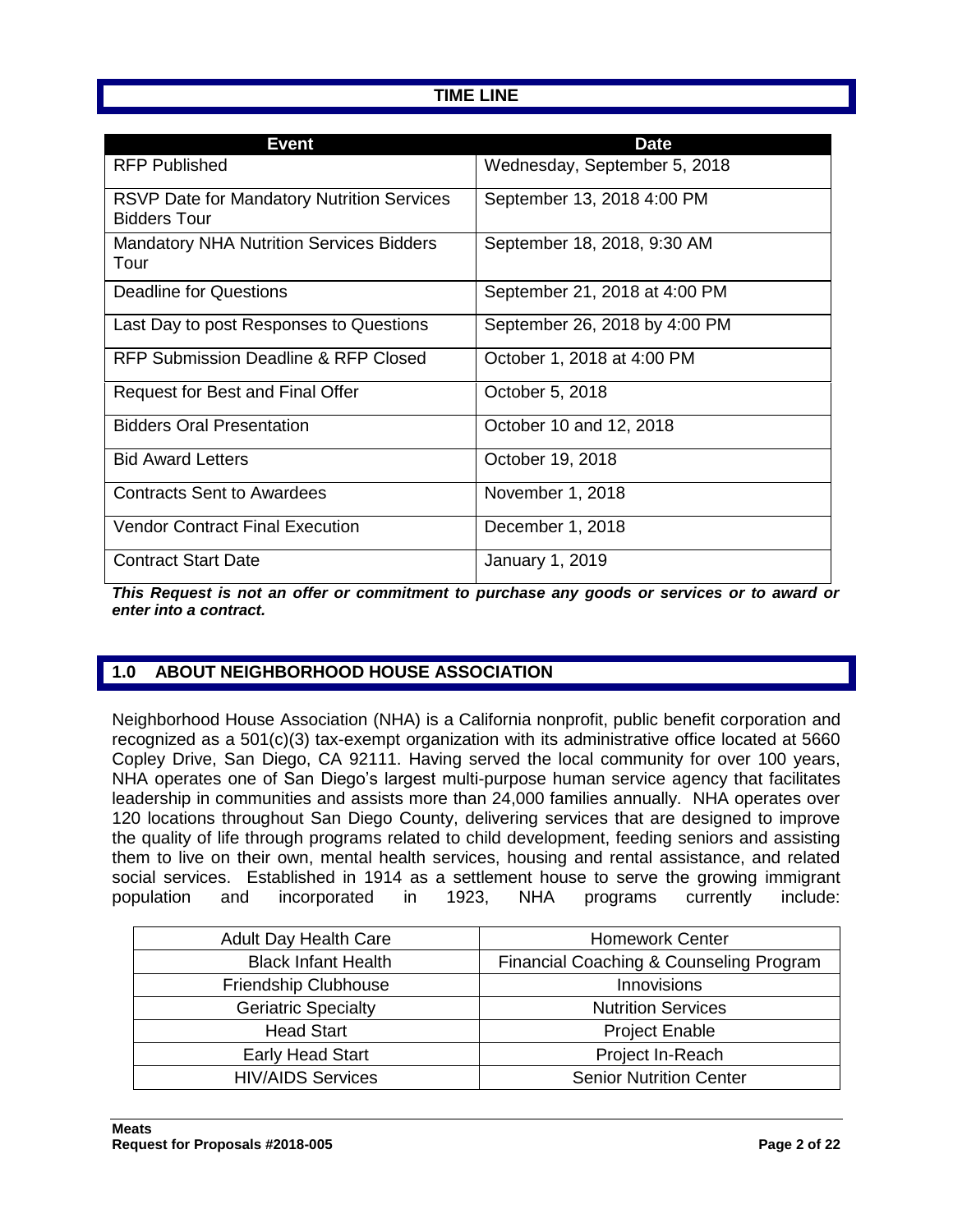## TIME LINE

| Event | Date |
|---|---|
| RFP Published | Wednesday, September 5, 2018 |
| RSVP Date for Mandatory Nutrition Services Bidders Tour | September 13, 2018 4:00 PM |
| Mandatory NHA Nutrition Services Bidders Tour | September 18, 2018, 9:30 AM |
| Deadline for Questions | September 21, 2018 at 4:00 PM |
| Last Day to post Responses to Questions | September 26, 2018 by 4:00 PM |
| RFP Submission Deadline & RFP Closed | October 1, 2018 at 4:00 PM |
| Request for Best and Final Offer | October 5, 2018 |
| Bidders Oral Presentation | October 10 and 12, 2018 |
| Bid Award Letters | October 19, 2018 |
| Contracts Sent to Awardees | November 1, 2018 |
| Vendor Contract Final Execution | December 1, 2018 |
| Contract Start Date | January 1, 2019 |

***This Request is not an offer or commitment to purchase any goods or services or to award or enter into a contract.***

## 1.0 ABOUT NEIGHBORHOOD HOUSE ASSOCIATION

Neighborhood House Association (NHA) is a California nonprofit, public benefit corporation and recognized as a 501(c)(3) tax-exempt organization with its administrative office located at 5660 Copley Drive, San Diego, CA 92111. Having served the local community for over 100 years, NHA operates one of San Diego's largest multi-purpose human service agency that facilitates leadership in communities and assists more than 24,000 families annually. NHA operates over 120 locations throughout San Diego County, delivering services that are designed to improve the quality of life through programs related to child development, feeding seniors and assisting them to live on their own, mental health services, housing and rental assistance, and related social services. Established in 1914 as a settlement house to serve the growing immigrant population and incorporated in 1923, NHA programs currently include:

| | |
|---|---|
| Adult Day Health Care | Homework Center |
| Black Infant Health | Financial Coaching & Counseling Program |
| Friendship Clubhouse | Innovisions |
| Geriatric Specialty | Nutrition Services |
| Head Start | Project Enable |
| Early Head Start | Project In-Reach |
| HIV/AIDS Services | Senior Nutrition Center |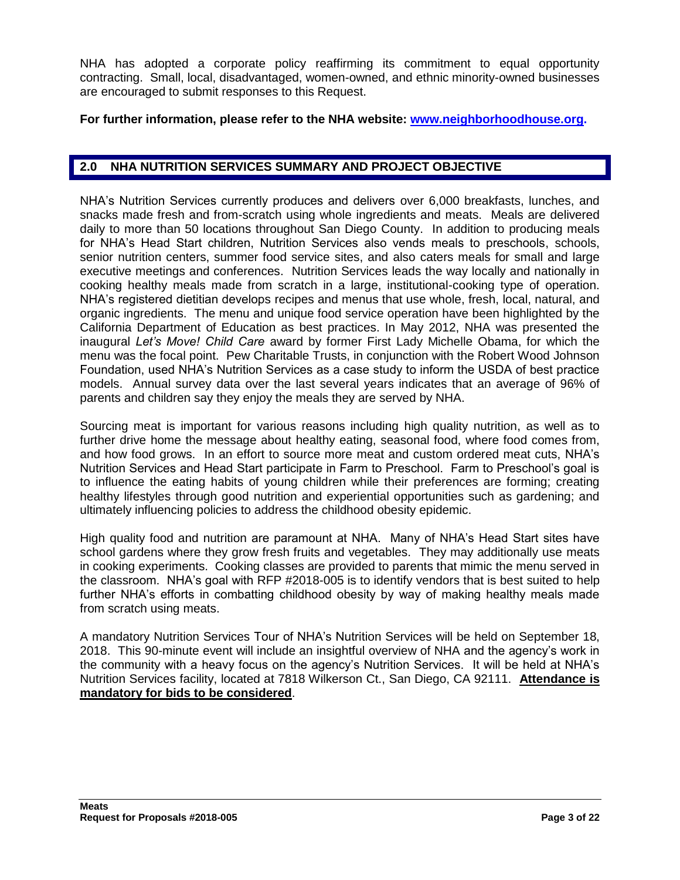NHA has adopted a corporate policy reaffirming its commitment to equal opportunity contracting. Small, local, disadvantaged, women-owned, and ethnic minority-owned businesses are encouraged to submit responses to this Request.

**For further information, please refer to the NHA website: [www.neighborhoodhouse.org](www.neighborhoodhouse.org).**

## 2.0 NHA NUTRITION SERVICES SUMMARY AND PROJECT OBJECTIVE

NHA's Nutrition Services currently produces and delivers over 6,000 breakfasts, lunches, and snacks made fresh and from-scratch using whole ingredients and meats. Meals are delivered daily to more than 50 locations throughout San Diego County. In addition to producing meals for NHA's Head Start children, Nutrition Services also vends meals to preschools, schools, senior nutrition centers, summer food service sites, and also caters meals for small and large executive meetings and conferences. Nutrition Services leads the way locally and nationally in cooking healthy meals made from scratch in a large, institutional-cooking type of operation. NHA's registered dietitian develops recipes and menus that use whole, fresh, local, natural, and organic ingredients. The menu and unique food service operation have been highlighted by the California Department of Education as best practices. In May 2012, NHA was presented the inaugural *Let's Move! Child Care* award by former First Lady Michelle Obama, for which the menu was the focal point. Pew Charitable Trusts, in conjunction with the Robert Wood Johnson Foundation, used NHA's Nutrition Services as a case study to inform the USDA of best practice models. Annual survey data over the last several years indicates that an average of 96% of parents and children say they enjoy the meals they are served by NHA.

Sourcing meat is important for various reasons including high quality nutrition, as well as to further drive home the message about healthy eating, seasonal food, where food comes from, and how food grows. In an effort to source more meat and custom ordered meat cuts, NHA's Nutrition Services and Head Start participate in Farm to Preschool. Farm to Preschool's goal is to influence the eating habits of young children while their preferences are forming; creating healthy lifestyles through good nutrition and experiential opportunities such as gardening; and ultimately influencing policies to address the childhood obesity epidemic.

High quality food and nutrition are paramount at NHA. Many of NHA's Head Start sites have school gardens where they grow fresh fruits and vegetables. They may additionally use meats in cooking experiments. Cooking classes are provided to parents that mimic the menu served in the classroom. NHA's goal with RFP #2018-005 is to identify vendors that is best suited to help further NHA's efforts in combatting childhood obesity by way of making healthy meals made from scratch using meats.

A mandatory Nutrition Services Tour of NHA's Nutrition Services will be held on September 18, 2018. This 90-minute event will include an insightful overview of NHA and the agency's work in the community with a heavy focus on the agency's Nutrition Services. It will be held at NHA's Nutrition Services facility, located at 7818 Wilkerson Ct., San Diego, CA 92111. **Attendance is mandatory for bids to be considered**.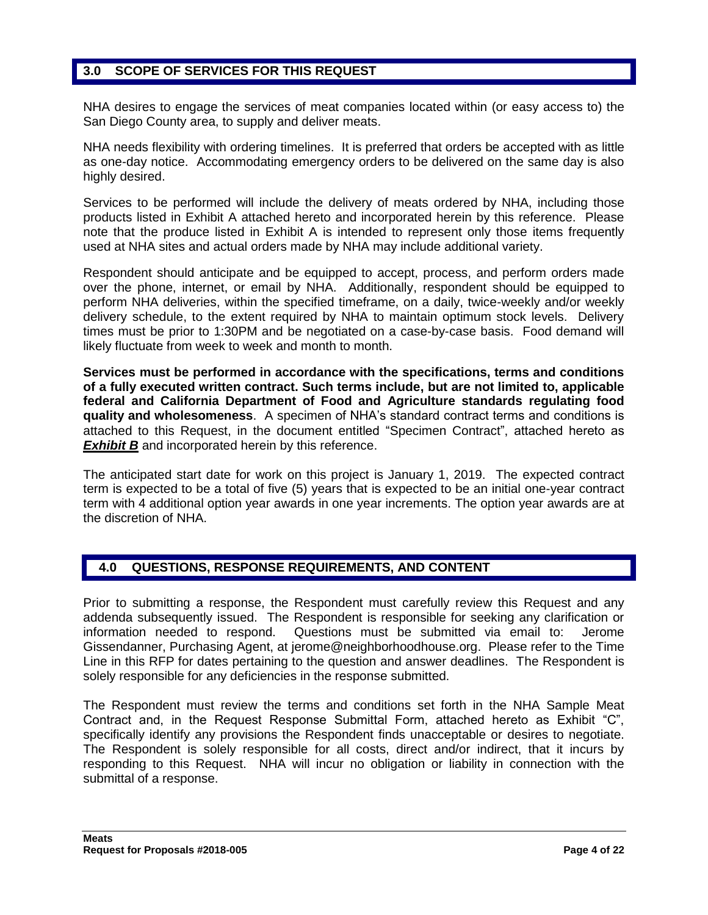## 3.0 SCOPE OF SERVICES FOR THIS REQUEST

NHA desires to engage the services of meat companies located within (or easy access to) the San Diego County area, to supply and deliver meats.

NHA needs flexibility with ordering timelines. It is preferred that orders be accepted with as little as one-day notice. Accommodating emergency orders to be delivered on the same day is also highly desired.

Services to be performed will include the delivery of meats ordered by NHA, including those products listed in Exhibit A attached hereto and incorporated herein by this reference. Please note that the produce listed in Exhibit A is intended to represent only those items frequently used at NHA sites and actual orders made by NHA may include additional variety.

Respondent should anticipate and be equipped to accept, process, and perform orders made over the phone, internet, or email by NHA. Additionally, respondent should be equipped to perform NHA deliveries, within the specified timeframe, on a daily, twice-weekly and/or weekly delivery schedule, to the extent required by NHA to maintain optimum stock levels. Delivery times must be prior to 1:30PM and be negotiated on a case-by-case basis. Food demand will likely fluctuate from week to week and month to month.

**Services must be performed in accordance with the specifications, terms and conditions of a fully executed written contract. Such terms include, but are not limited to, applicable federal and California Department of Food and Agriculture standards regulating food quality and wholesomeness**. A specimen of NHA's standard contract terms and conditions is attached to this Request, in the document entitled "Specimen Contract", attached hereto as ***Exhibit B*** and incorporated herein by this reference.

The anticipated start date for work on this project is January 1, 2019. The expected contract term is expected to be a total of five (5) years that is expected to be an initial one-year contract term with 4 additional option year awards in one year increments. The option year awards are at the discretion of NHA.

## 4.0 QUESTIONS, RESPONSE REQUIREMENTS, AND CONTENT

Prior to submitting a response, the Respondent must carefully review this Request and any addenda subsequently issued. The Respondent is responsible for seeking any clarification or information needed to respond. Questions must be submitted via email to: Jerome Gissendanner, Purchasing Agent, at jerome@neighborhoodhouse.org. Please refer to the Time Line in this RFP for dates pertaining to the question and answer deadlines. The Respondent is solely responsible for any deficiencies in the response submitted.

The Respondent must review the terms and conditions set forth in the NHA Sample Meat Contract and, in the Request Response Submittal Form, attached hereto as Exhibit "C", specifically identify any provisions the Respondent finds unacceptable or desires to negotiate. The Respondent is solely responsible for all costs, direct and/or indirect, that it incurs by responding to this Request. NHA will incur no obligation or liability in connection with the submittal of a response.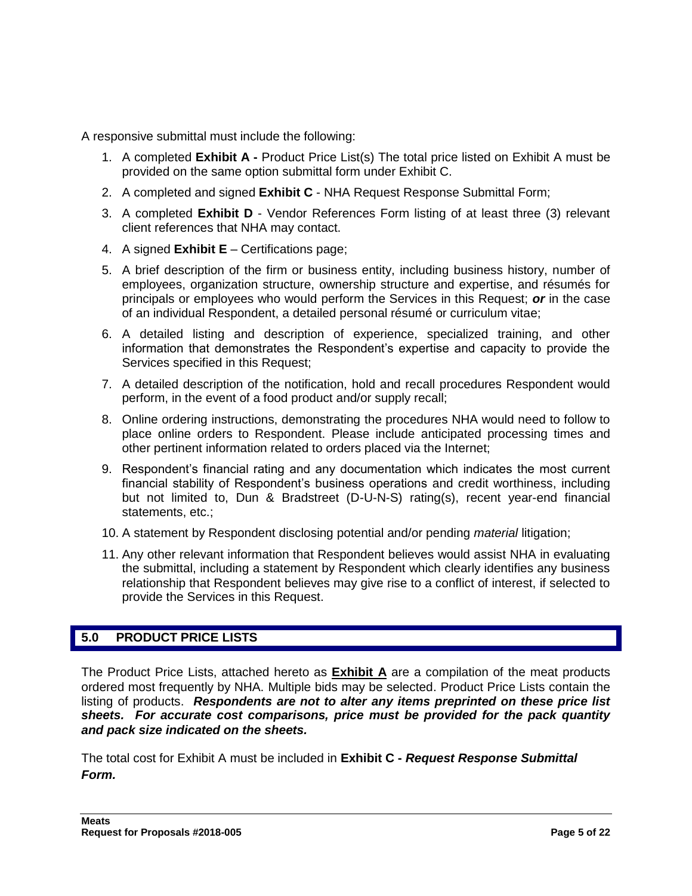A responsive submittal must include the following:

1. A completed **Exhibit A -** Product Price List(s) The total price listed on Exhibit A must be provided on the same option submittal form under Exhibit C.
2. A completed and signed **Exhibit C** - NHA Request Response Submittal Form;
3. A completed **Exhibit D** - Vendor References Form listing of at least three (3) relevant client references that NHA may contact.
4. A signed **Exhibit E** – Certifications page;
5. A brief description of the firm or business entity, including business history, number of employees, organization structure, ownership structure and expertise, and résumés for principals or employees who would perform the Services in this Request; ***or*** in the case of an individual Respondent, a detailed personal résumé or curriculum vitae;
6. A detailed listing and description of experience, specialized training, and other information that demonstrates the Respondent's expertise and capacity to provide the Services specified in this Request;
7. A detailed description of the notification, hold and recall procedures Respondent would perform, in the event of a food product and/or supply recall;
8. Online ordering instructions, demonstrating the procedures NHA would need to follow to place online orders to Respondent. Please include anticipated processing times and other pertinent information related to orders placed via the Internet;
9. Respondent's financial rating and any documentation which indicates the most current financial stability of Respondent's business operations and credit worthiness, including but not limited to, Dun & Bradstreet (D-U-N-S) rating(s), recent year-end financial statements, etc.;
10. A statement by Respondent disclosing potential and/or pending *material* litigation;
11. Any other relevant information that Respondent believes would assist NHA in evaluating the submittal, including a statement by Respondent which clearly identifies any business relationship that Respondent believes may give rise to a conflict of interest, if selected to provide the Services in this Request.

## 5.0 PRODUCT PRICE LISTS

The Product Price Lists, attached hereto as **Exhibit A** are a compilation of the meat products ordered most frequently by NHA. Multiple bids may be selected. Product Price Lists contain the listing of products. ***Respondents are not to alter any items preprinted on these price list sheets. For accurate cost comparisons, price must be provided for the pack quantity and pack size indicated on the sheets.***

The total cost for Exhibit A must be included in **Exhibit C -** ***Request Response Submittal Form.***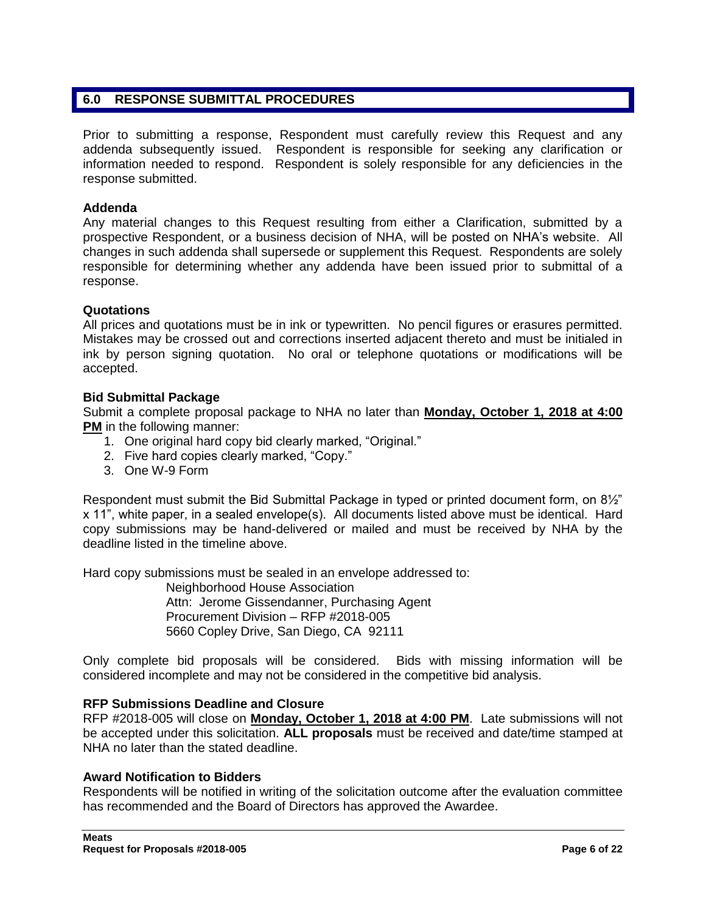## 6.0 RESPONSE SUBMITTAL PROCEDURES

Prior to submitting a response, Respondent must carefully review this Request and any addenda subsequently issued. Respondent is responsible for seeking any clarification or information needed to respond. Respondent is solely responsible for any deficiencies in the response submitted.

### Addenda

Any material changes to this Request resulting from either a Clarification, submitted by a prospective Respondent, or a business decision of NHA, will be posted on NHA's website. All changes in such addenda shall supersede or supplement this Request. Respondents are solely responsible for determining whether any addenda have been issued prior to submittal of a response.

### Quotations

All prices and quotations must be in ink or typewritten. No pencil figures or erasures permitted. Mistakes may be crossed out and corrections inserted adjacent thereto and must be initialed in ink by person signing quotation. No oral or telephone quotations or modifications will be accepted.

### Bid Submittal Package

Submit a complete proposal package to NHA no later than **Monday, October 1, 2018 at 4:00 PM** in the following manner:

1. One original hard copy bid clearly marked, "Original."
2. Five hard copies clearly marked, "Copy."
3. One W-9 Form

Respondent must submit the Bid Submittal Package in typed or printed document form, on 8½" x 11", white paper, in a sealed envelope(s). All documents listed above must be identical. Hard copy submissions may be hand-delivered or mailed and must be received by NHA by the deadline listed in the timeline above.

Hard copy submissions must be sealed in an envelope addressed to:

Neighborhood House Association
Attn: Jerome Gissendanner, Purchasing Agent
Procurement Division – RFP #2018-005
5660 Copley Drive, San Diego, CA 92111

Only complete bid proposals will be considered. Bids with missing information will be considered incomplete and may not be considered in the competitive bid analysis.

### RFP Submissions Deadline and Closure

RFP #2018-005 will close on **Monday, October 1, 2018 at 4:00 PM**. Late submissions will not be accepted under this solicitation. **ALL proposals** must be received and date/time stamped at NHA no later than the stated deadline.

### Award Notification to Bidders

Respondents will be notified in writing of the solicitation outcome after the evaluation committee has recommended and the Board of Directors has approved the Awardee.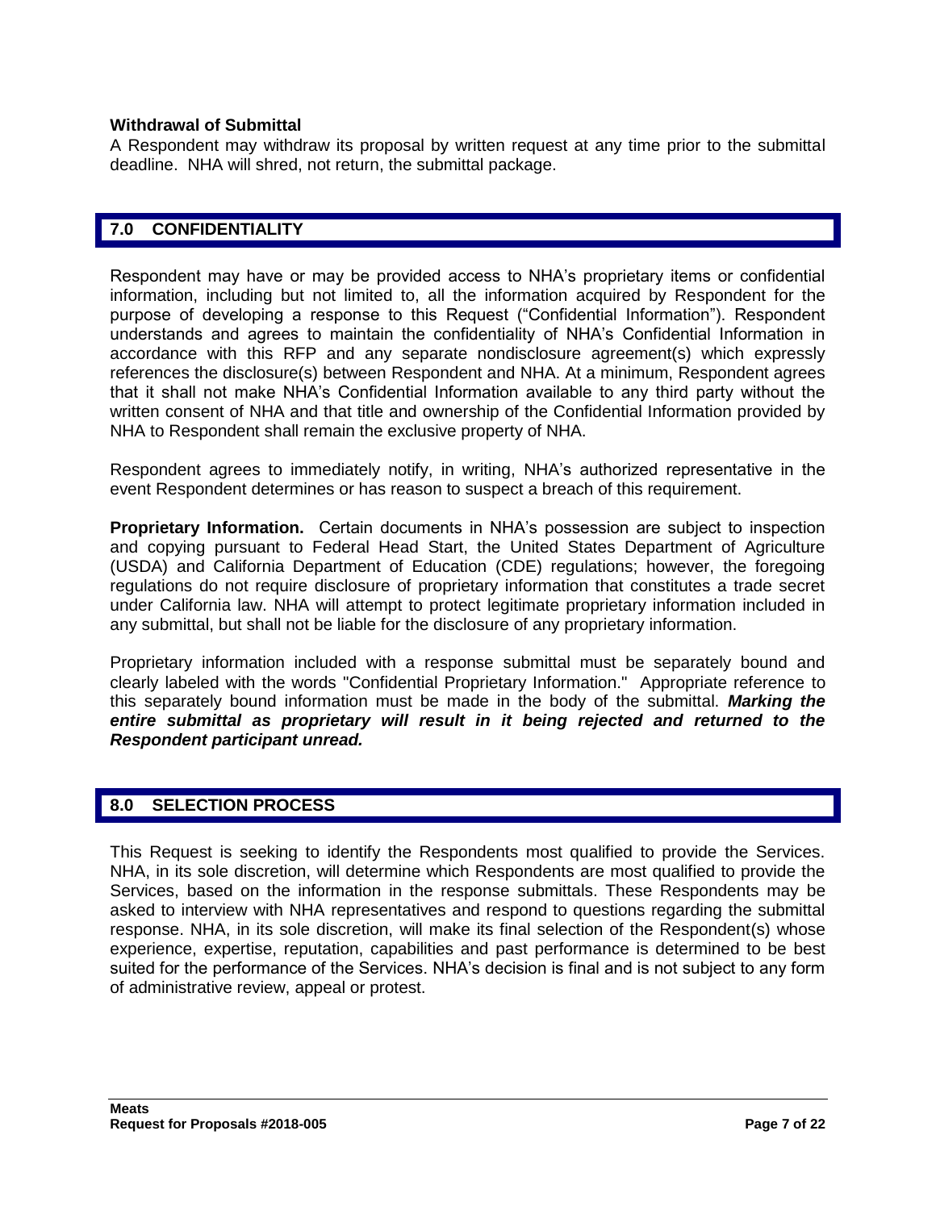**Withdrawal of Submittal**

A Respondent may withdraw its proposal by written request at any time prior to the submittal deadline. NHA will shred, not return, the submittal package.

## 7.0 CONFIDENTIALITY

Respondent may have or may be provided access to NHA's proprietary items or confidential information, including but not limited to, all the information acquired by Respondent for the purpose of developing a response to this Request ("Confidential Information"). Respondent understands and agrees to maintain the confidentiality of NHA's Confidential Information in accordance with this RFP and any separate nondisclosure agreement(s) which expressly references the disclosure(s) between Respondent and NHA. At a minimum, Respondent agrees that it shall not make NHA's Confidential Information available to any third party without the written consent of NHA and that title and ownership of the Confidential Information provided by NHA to Respondent shall remain the exclusive property of NHA.

Respondent agrees to immediately notify, in writing, NHA's authorized representative in the event Respondent determines or has reason to suspect a breach of this requirement.

**Proprietary Information.** Certain documents in NHA's possession are subject to inspection and copying pursuant to Federal Head Start, the United States Department of Agriculture (USDA) and California Department of Education (CDE) regulations; however, the foregoing regulations do not require disclosure of proprietary information that constitutes a trade secret under California law. NHA will attempt to protect legitimate proprietary information included in any submittal, but shall not be liable for the disclosure of any proprietary information.

Proprietary information included with a response submittal must be separately bound and clearly labeled with the words "Confidential Proprietary Information." Appropriate reference to this separately bound information must be made in the body of the submittal. ***Marking the entire submittal as proprietary will result in it being rejected and returned to the Respondent participant unread.***

## 8.0 SELECTION PROCESS

This Request is seeking to identify the Respondents most qualified to provide the Services. NHA, in its sole discretion, will determine which Respondents are most qualified to provide the Services, based on the information in the response submittals. These Respondents may be asked to interview with NHA representatives and respond to questions regarding the submittal response. NHA, in its sole discretion, will make its final selection of the Respondent(s) whose experience, expertise, reputation, capabilities and past performance is determined to be best suited for the performance of the Services. NHA's decision is final and is not subject to any form of administrative review, appeal or protest.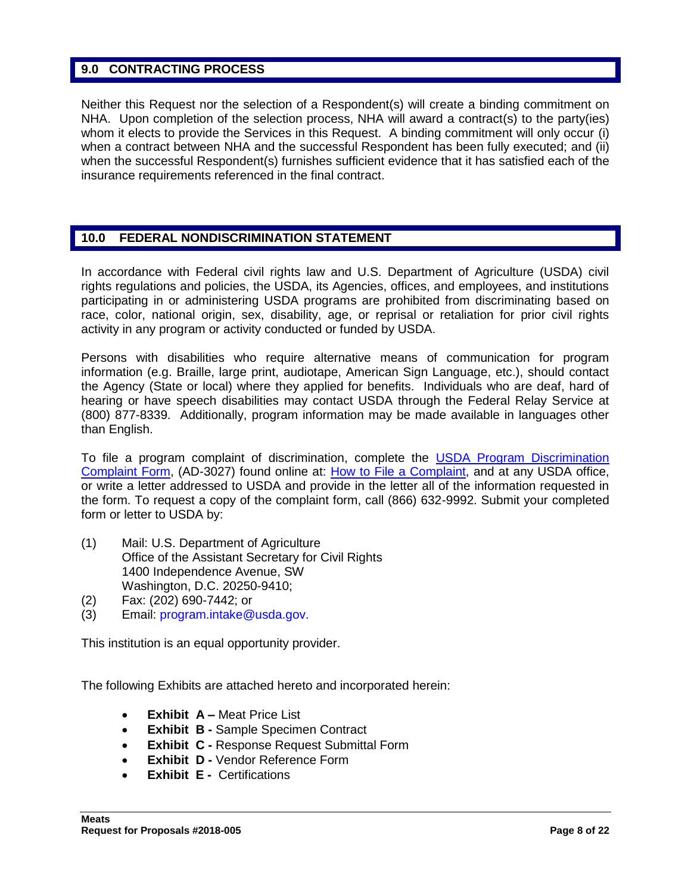## 9.0 CONTRACTING PROCESS

Neither this Request nor the selection of a Respondent(s) will create a binding commitment on NHA. Upon completion of the selection process, NHA will award a contract(s) to the party(ies) whom it elects to provide the Services in this Request. A binding commitment will only occur (i) when a contract between NHA and the successful Respondent has been fully executed; and (ii) when the successful Respondent(s) furnishes sufficient evidence that it has satisfied each of the insurance requirements referenced in the final contract.

## 10.0 FEDERAL NONDISCRIMINATION STATEMENT

In accordance with Federal civil rights law and U.S. Department of Agriculture (USDA) civil rights regulations and policies, the USDA, its Agencies, offices, and employees, and institutions participating in or administering USDA programs are prohibited from discriminating based on race, color, national origin, sex, disability, age, or reprisal or retaliation for prior civil rights activity in any program or activity conducted or funded by USDA.

Persons with disabilities who require alternative means of communication for program information (e.g. Braille, large print, audiotape, American Sign Language, etc.), should contact the Agency (State or local) where they applied for benefits. Individuals who are deaf, hard of hearing or have speech disabilities may contact USDA through the Federal Relay Service at (800) 877-8339. Additionally, program information may be made available in languages other than English.

To file a program complaint of discrimination, complete the USDA Program Discrimination Complaint Form, (AD-3027) found online at: How to File a Complaint, and at any USDA office, or write a letter addressed to USDA and provide in the letter all of the information requested in the form. To request a copy of the complaint form, call (866) 632-9992. Submit your completed form or letter to USDA by:

(1) Mail: U.S. Department of Agriculture
Office of the Assistant Secretary for Civil Rights
1400 Independence Avenue, SW
Washington, D.C. 20250-9410;

(2) Fax: (202) 690-7442; or

(3) Email: program.intake@usda.gov.

This institution is an equal opportunity provider.

The following Exhibits are attached hereto and incorporated herein:

- **Exhibit A –** Meat Price List
- **Exhibit B -** Sample Specimen Contract
- **Exhibit C -** Response Request Submittal Form
- **Exhibit D -** Vendor Reference Form
- **Exhibit E -** Certifications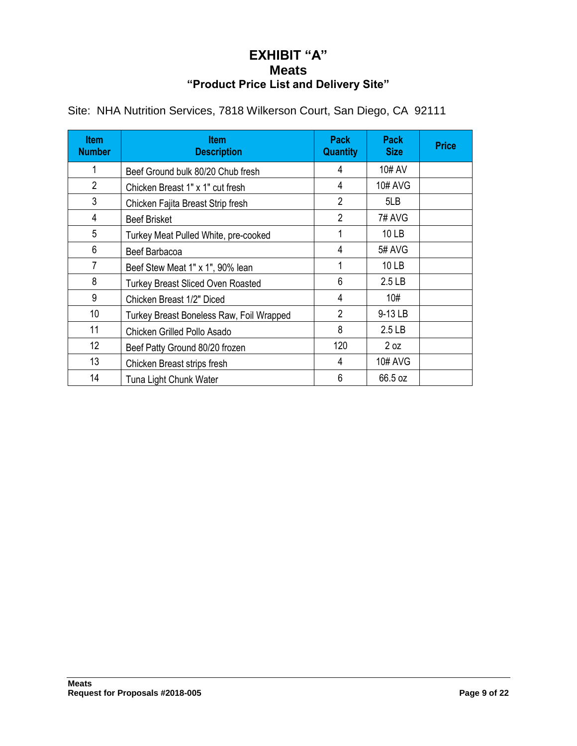# EXHIBIT "A"
## Meats
### "Product Price List and Delivery Site"

Site: NHA Nutrition Services, 7818 Wilkerson Court, San Diego, CA 92111

| Item Number | Item Description | Pack Quantity | Pack Size | Price |
|---|---|---|---|---|
| 1 | Beef Ground bulk 80/20 Chub fresh | 4 | 10# AV | |
| 2 | Chicken Breast 1" x 1" cut fresh | 4 | 10# AVG | |
| 3 | Chicken Fajita Breast Strip fresh | 2 | 5LB | |
| 4 | Beef Brisket | 2 | 7# AVG | |
| 5 | Turkey Meat Pulled White, pre-cooked | 1 | 10 LB | |
| 6 | Beef Barbacoa | 4 | 5# AVG | |
| 7 | Beef Stew Meat 1" x 1", 90% lean | 1 | 10 LB | |
| 8 | Turkey Breast Sliced Oven Roasted | 6 | 2.5 LB | |
| 9 | Chicken Breast 1/2" Diced | 4 | 10# | |
| 10 | Turkey Breast Boneless Raw, Foil Wrapped | 2 | 9-13 LB | |
| 11 | Chicken Grilled Pollo Asado | 8 | 2.5 LB | |
| 12 | Beef Patty Ground 80/20 frozen | 120 | 2 oz | |
| 13 | Chicken Breast strips fresh | 4 | 10# AVG | |
| 14 | Tuna Light Chunk Water | 6 | 66.5 oz | |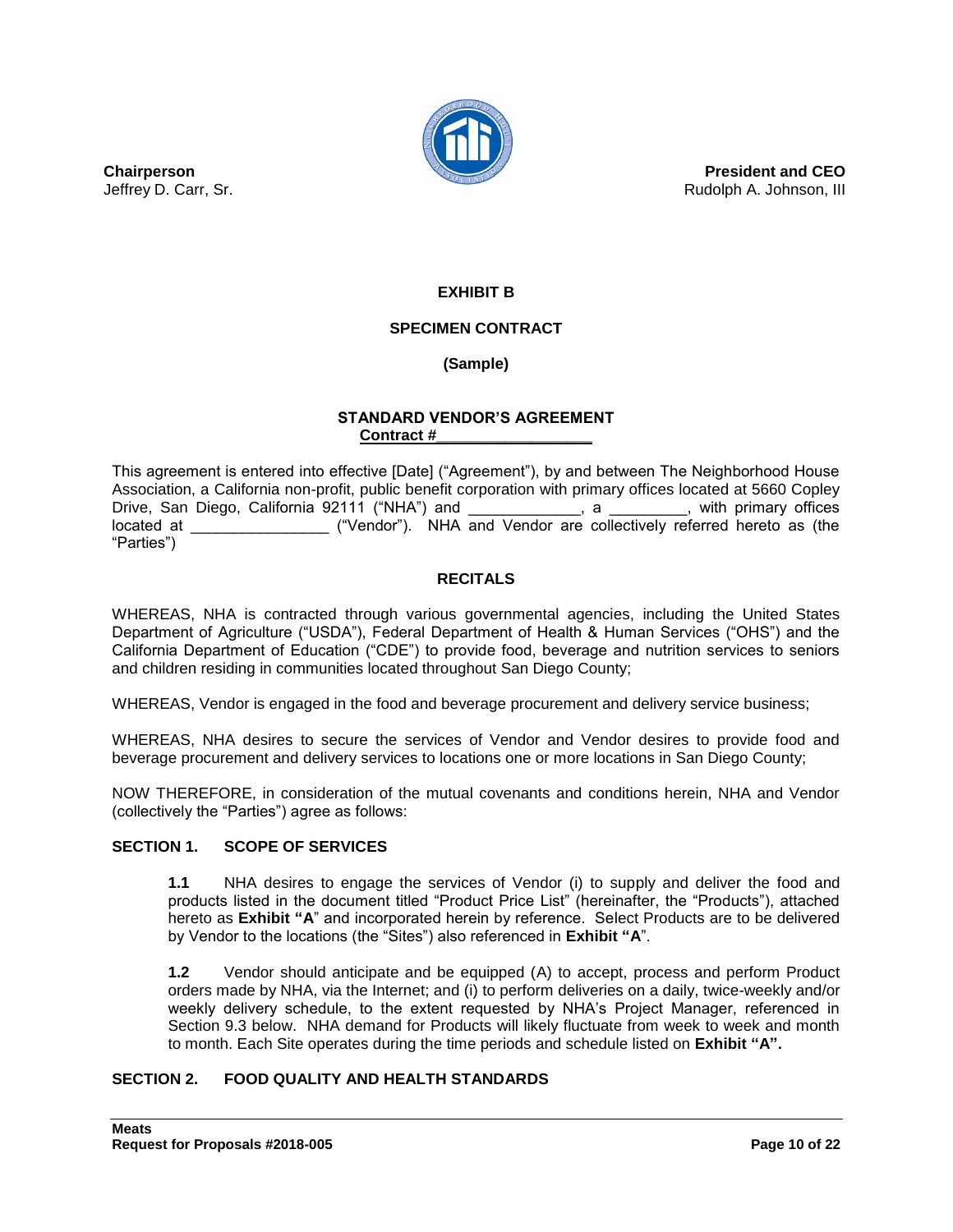**Chairperson**
Jeffrey D. Carr, Sr.

**President and CEO**
Rudolph A. Johnson, III

## EXHIBIT B

## SPECIMEN CONTRACT

**(Sample)**

### STANDARD VENDOR'S AGREEMENT

**Contract #\_\_\_\_\_\_\_\_\_\_\_\_\_\_\_\_\_\_\_**

This agreement is entered into effective [Date] ("Agreement"), by and between The Neighborhood House Association, a California non-profit, public benefit corporation with primary offices located at 5660 Copley Drive, San Diego, California 92111 ("NHA") and \_\_\_\_\_\_\_\_\_\_\_\_\_, a \_\_\_\_\_\_\_\_\_, with primary offices located at \_\_\_\_\_\_\_\_\_\_\_\_\_\_\_\_ ("Vendor"). NHA and Vendor are collectively referred hereto as (the "Parties")

### RECITALS

WHEREAS, NHA is contracted through various governmental agencies, including the United States Department of Agriculture ("USDA"), Federal Department of Health & Human Services ("OHS") and the California Department of Education ("CDE") to provide food, beverage and nutrition services to seniors and children residing in communities located throughout San Diego County;

WHEREAS, Vendor is engaged in the food and beverage procurement and delivery service business;

WHEREAS, NHA desires to secure the services of Vendor and Vendor desires to provide food and beverage procurement and delivery services to locations one or more locations in San Diego County;

NOW THEREFORE, in consideration of the mutual covenants and conditions herein, NHA and Vendor (collectively the "Parties") agree as follows:

### SECTION 1. SCOPE OF SERVICES

**1.1** NHA desires to engage the services of Vendor (i) to supply and deliver the food and products listed in the document titled "Product Price List" (hereinafter, the "Products"), attached hereto as **Exhibit "A**" and incorporated herein by reference. Select Products are to be delivered by Vendor to the locations (the "Sites") also referenced in **Exhibit "A**".

**1.2** Vendor should anticipate and be equipped (A) to accept, process and perform Product orders made by NHA, via the Internet; and (i) to perform deliveries on a daily, twice-weekly and/or weekly delivery schedule, to the extent requested by NHA's Project Manager, referenced in Section 9.3 below. NHA demand for Products will likely fluctuate from week to week and month to month. Each Site operates during the time periods and schedule listed on **Exhibit "A".**

### SECTION 2. FOOD QUALITY AND HEALTH STANDARDS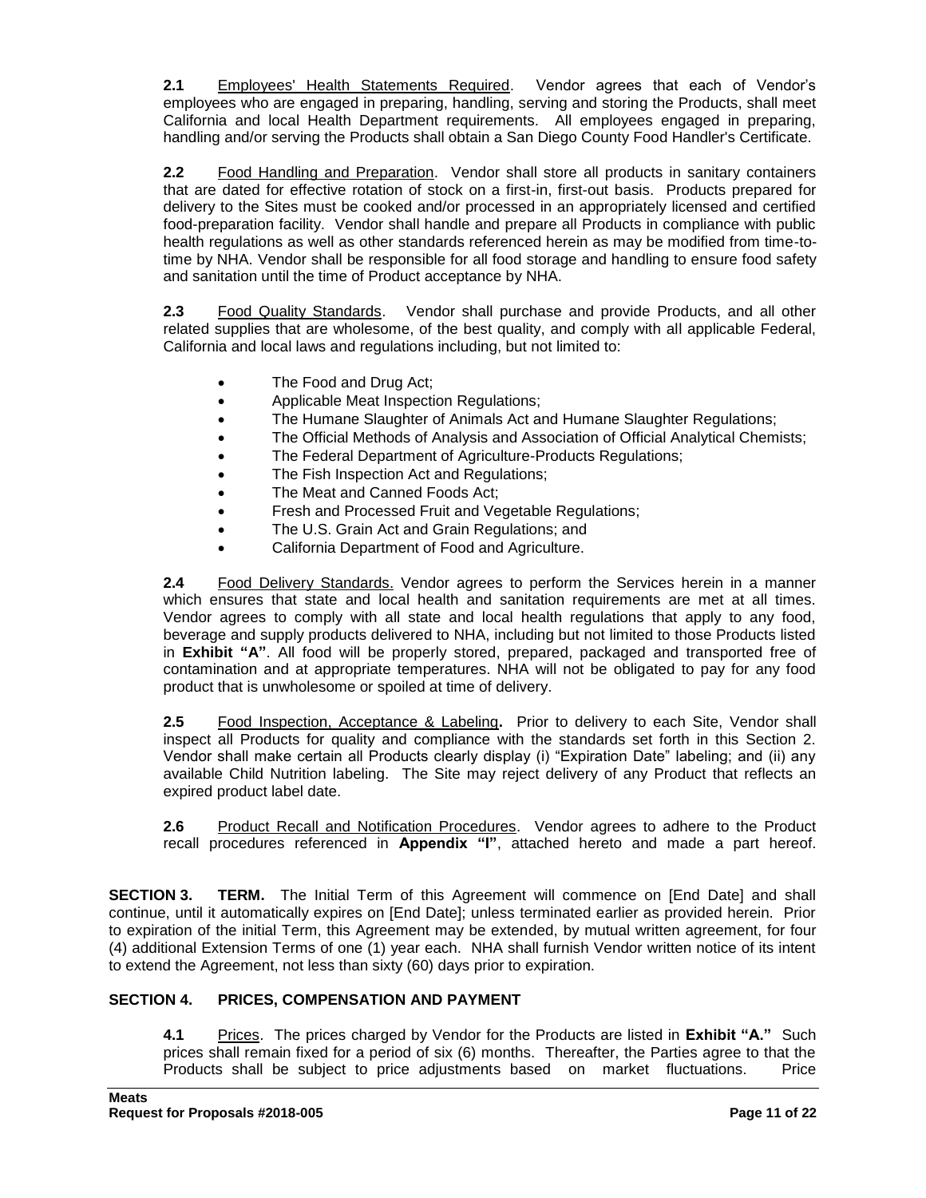**2.1** Employees' Health Statements Required. Vendor agrees that each of Vendor's employees who are engaged in preparing, handling, serving and storing the Products, shall meet California and local Health Department requirements. All employees engaged in preparing, handling and/or serving the Products shall obtain a San Diego County Food Handler's Certificate.

**2.2** Food Handling and Preparation. Vendor shall store all products in sanitary containers that are dated for effective rotation of stock on a first-in, first-out basis. Products prepared for delivery to the Sites must be cooked and/or processed in an appropriately licensed and certified food-preparation facility. Vendor shall handle and prepare all Products in compliance with public health regulations as well as other standards referenced herein as may be modified from time-to-time by NHA. Vendor shall be responsible for all food storage and handling to ensure food safety and sanitation until the time of Product acceptance by NHA.

**2.3** Food Quality Standards. Vendor shall purchase and provide Products, and all other related supplies that are wholesome, of the best quality, and comply with all applicable Federal, California and local laws and regulations including, but not limited to:

- The Food and Drug Act;
- Applicable Meat Inspection Regulations;
- The Humane Slaughter of Animals Act and Humane Slaughter Regulations;
- The Official Methods of Analysis and Association of Official Analytical Chemists;
- The Federal Department of Agriculture-Products Regulations;
- The Fish Inspection Act and Regulations;
- The Meat and Canned Foods Act;
- Fresh and Processed Fruit and Vegetable Regulations;
- The U.S. Grain Act and Grain Regulations; and
- California Department of Food and Agriculture.

**2.4** Food Delivery Standards. Vendor agrees to perform the Services herein in a manner which ensures that state and local health and sanitation requirements are met at all times. Vendor agrees to comply with all state and local health regulations that apply to any food, beverage and supply products delivered to NHA, including but not limited to those Products listed in **Exhibit "A"**. All food will be properly stored, prepared, packaged and transported free of contamination and at appropriate temperatures. NHA will not be obligated to pay for any food product that is unwholesome or spoiled at time of delivery.

**2.5** Food Inspection, Acceptance & Labeling**.** Prior to delivery to each Site, Vendor shall inspect all Products for quality and compliance with the standards set forth in this Section 2. Vendor shall make certain all Products clearly display (i) "Expiration Date" labeling; and (ii) any available Child Nutrition labeling. The Site may reject delivery of any Product that reflects an expired product label date.

**2.6** Product Recall and Notification Procedures. Vendor agrees to adhere to the Product recall procedures referenced in **Appendix "I"**, attached hereto and made a part hereof.

**SECTION 3. TERM.** The Initial Term of this Agreement will commence on [End Date] and shall continue, until it automatically expires on [End Date]; unless terminated earlier as provided herein. Prior to expiration of the initial Term, this Agreement may be extended, by mutual written agreement, for four (4) additional Extension Terms of one (1) year each. NHA shall furnish Vendor written notice of its intent to extend the Agreement, not less than sixty (60) days prior to expiration.

**SECTION 4. PRICES, COMPENSATION AND PAYMENT**

**4.1** Prices. The prices charged by Vendor for the Products are listed in **Exhibit "A."** Such prices shall remain fixed for a period of six (6) months. Thereafter, the Parties agree to that the Products shall be subject to price adjustments based on market fluctuations. Price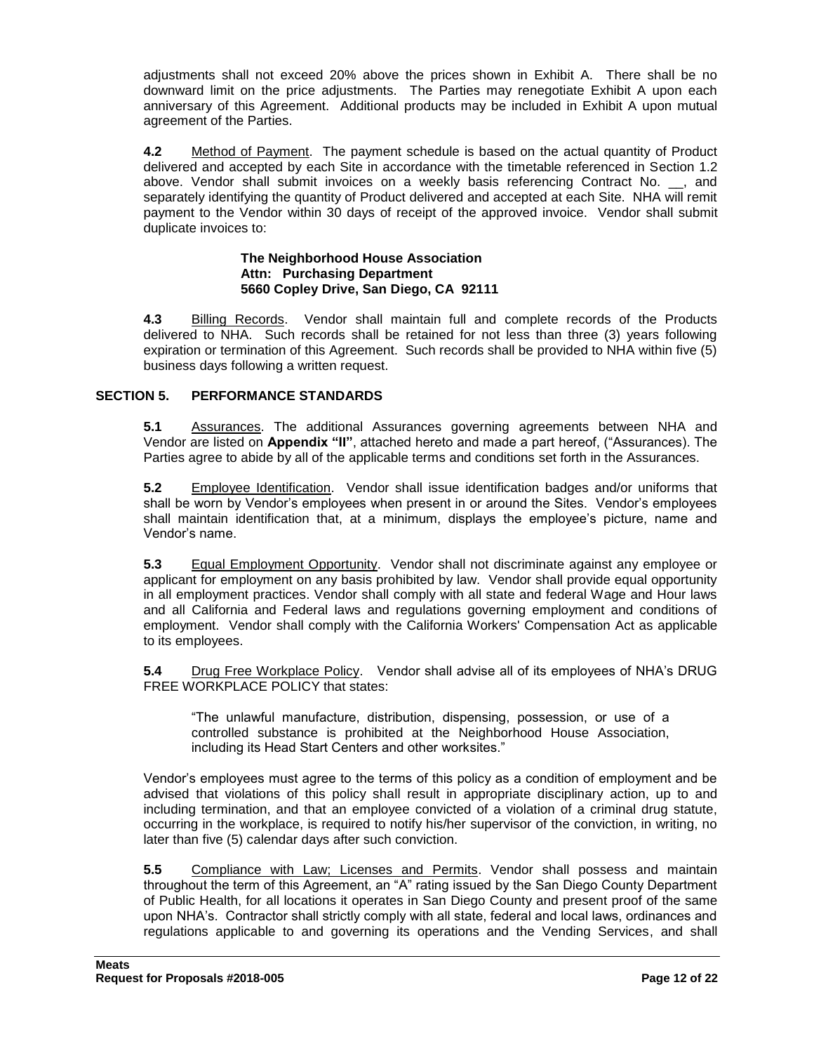adjustments shall not exceed 20% above the prices shown in Exhibit A. There shall be no downward limit on the price adjustments. The Parties may renegotiate Exhibit A upon each anniversary of this Agreement. Additional products may be included in Exhibit A upon mutual agreement of the Parties.

**4.2** Method of Payment. The payment schedule is based on the actual quantity of Product delivered and accepted by each Site in accordance with the timetable referenced in Section 1.2 above. Vendor shall submit invoices on a weekly basis referencing Contract No. __, and separately identifying the quantity of Product delivered and accepted at each Site. NHA will remit payment to the Vendor within 30 days of receipt of the approved invoice. Vendor shall submit duplicate invoices to:

> **The Neighborhood House Association**
> **Attn: Purchasing Department**
> **5660 Copley Drive, San Diego, CA 92111**

**4.3** Billing Records. Vendor shall maintain full and complete records of the Products delivered to NHA. Such records shall be retained for not less than three (3) years following expiration or termination of this Agreement. Such records shall be provided to NHA within five (5) business days following a written request.

## SECTION 5. PERFORMANCE STANDARDS

**5.1** Assurances. The additional Assurances governing agreements between NHA and Vendor are listed on **Appendix "II"**, attached hereto and made a part hereof, ("Assurances). The Parties agree to abide by all of the applicable terms and conditions set forth in the Assurances.

**5.2** Employee Identification. Vendor shall issue identification badges and/or uniforms that shall be worn by Vendor's employees when present in or around the Sites. Vendor's employees shall maintain identification that, at a minimum, displays the employee's picture, name and Vendor's name.

**5.3** Equal Employment Opportunity. Vendor shall not discriminate against any employee or applicant for employment on any basis prohibited by law. Vendor shall provide equal opportunity in all employment practices. Vendor shall comply with all state and federal Wage and Hour laws and all California and Federal laws and regulations governing employment and conditions of employment. Vendor shall comply with the California Workers' Compensation Act as applicable to its employees.

**5.4** Drug Free Workplace Policy. Vendor shall advise all of its employees of NHA's DRUG FREE WORKPLACE POLICY that states:

> "The unlawful manufacture, distribution, dispensing, possession, or use of a controlled substance is prohibited at the Neighborhood House Association, including its Head Start Centers and other worksites."

Vendor's employees must agree to the terms of this policy as a condition of employment and be advised that violations of this policy shall result in appropriate disciplinary action, up to and including termination, and that an employee convicted of a violation of a criminal drug statute, occurring in the workplace, is required to notify his/her supervisor of the conviction, in writing, no later than five (5) calendar days after such conviction.

**5.5** Compliance with Law; Licenses and Permits. Vendor shall possess and maintain throughout the term of this Agreement, an "A" rating issued by the San Diego County Department of Public Health, for all locations it operates in San Diego County and present proof of the same upon NHA's. Contractor shall strictly comply with all state, federal and local laws, ordinances and regulations applicable to and governing its operations and the Vending Services, and shall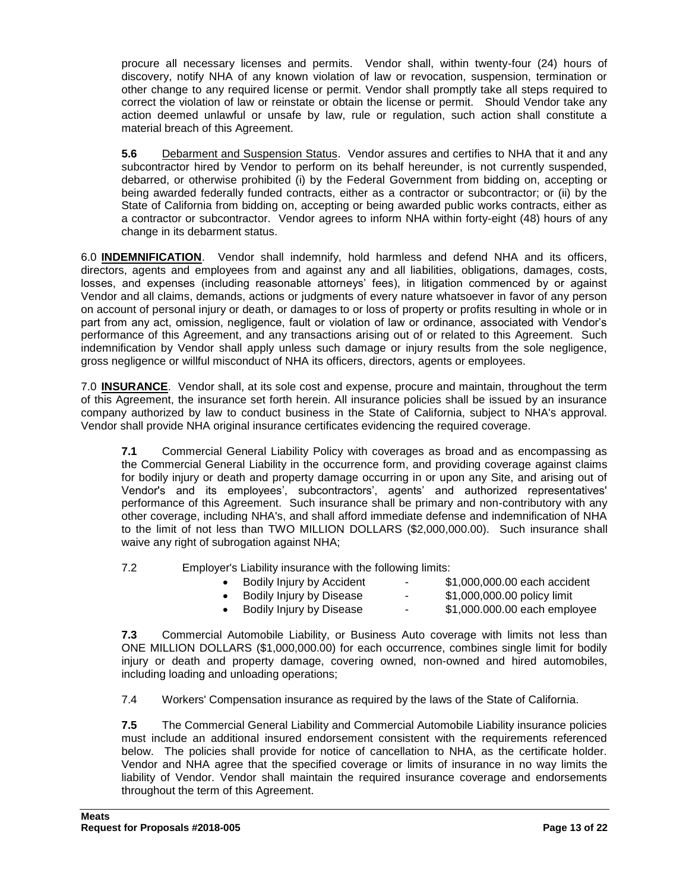procure all necessary licenses and permits. Vendor shall, within twenty-four (24) hours of discovery, notify NHA of any known violation of law or revocation, suspension, termination or other change to any required license or permit. Vendor shall promptly take all steps required to correct the violation of law or reinstate or obtain the license or permit. Should Vendor take any action deemed unlawful or unsafe by law, rule or regulation, such action shall constitute a material breach of this Agreement.

**5.6** Debarment and Suspension Status. Vendor assures and certifies to NHA that it and any subcontractor hired by Vendor to perform on its behalf hereunder, is not currently suspended, debarred, or otherwise prohibited (i) by the Federal Government from bidding on, accepting or being awarded federally funded contracts, either as a contractor or subcontractor; or (ii) by the State of California from bidding on, accepting or being awarded public works contracts, either as a contractor or subcontractor. Vendor agrees to inform NHA within forty-eight (48) hours of any change in its debarment status.

6.0 **INDEMNIFICATION**. Vendor shall indemnify, hold harmless and defend NHA and its officers, directors, agents and employees from and against any and all liabilities, obligations, damages, costs, losses, and expenses (including reasonable attorneys' fees), in litigation commenced by or against Vendor and all claims, demands, actions or judgments of every nature whatsoever in favor of any person on account of personal injury or death, or damages to or loss of property or profits resulting in whole or in part from any act, omission, negligence, fault or violation of law or ordinance, associated with Vendor's performance of this Agreement, and any transactions arising out of or related to this Agreement. Such indemnification by Vendor shall apply unless such damage or injury results from the sole negligence, gross negligence or willful misconduct of NHA its officers, directors, agents or employees.

7.0 **INSURANCE**. Vendor shall, at its sole cost and expense, procure and maintain, throughout the term of this Agreement, the insurance set forth herein. All insurance policies shall be issued by an insurance company authorized by law to conduct business in the State of California, subject to NHA's approval. Vendor shall provide NHA original insurance certificates evidencing the required coverage.

**7.1** Commercial General Liability Policy with coverages as broad and as encompassing as the Commercial General Liability in the occurrence form, and providing coverage against claims for bodily injury or death and property damage occurring in or upon any Site, and arising out of Vendor's and its employees', subcontractors', agents' and authorized representatives' performance of this Agreement. Such insurance shall be primary and non-contributory with any other coverage, including NHA's, and shall afford immediate defense and indemnification of NHA to the limit of not less than TWO MILLION DOLLARS ($2,000,000.00). Such insurance shall waive any right of subrogation against NHA;

7.2 Employer's Liability insurance with the following limits:

- Bodily Injury by Accident - $1,000,000.00 each accident
- Bodily Injury by Disease - $1,000,000.00 policy limit
- Bodily Injury by Disease - $1,000.000.00 each employee

**7.3** Commercial Automobile Liability, or Business Auto coverage with limits not less than ONE MILLION DOLLARS ($1,000,000.00) for each occurrence, combines single limit for bodily injury or death and property damage, covering owned, non-owned and hired automobiles, including loading and unloading operations;

7.4 Workers' Compensation insurance as required by the laws of the State of California.

**7.5** The Commercial General Liability and Commercial Automobile Liability insurance policies must include an additional insured endorsement consistent with the requirements referenced below. The policies shall provide for notice of cancellation to NHA, as the certificate holder. Vendor and NHA agree that the specified coverage or limits of insurance in no way limits the liability of Vendor. Vendor shall maintain the required insurance coverage and endorsements throughout the term of this Agreement.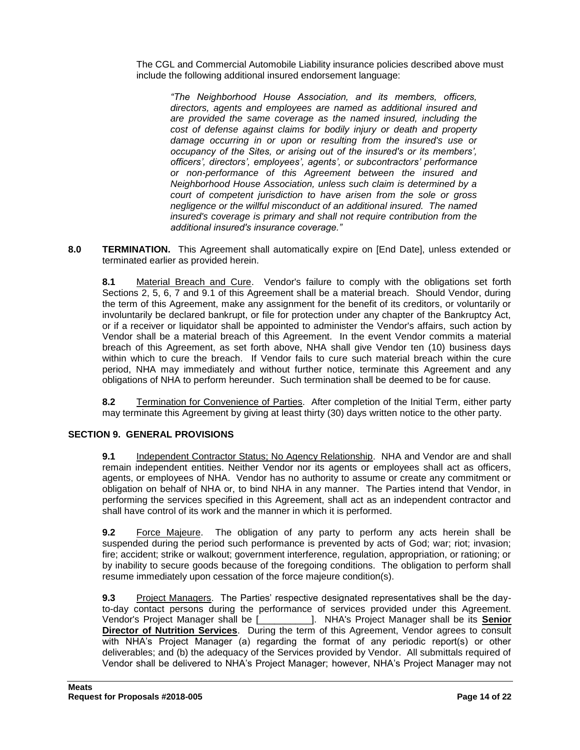The CGL and Commercial Automobile Liability insurance policies described above must include the following additional insured endorsement language:

> *"The Neighborhood House Association, and its members, officers, directors, agents and employees are named as additional insured and are provided the same coverage as the named insured, including the cost of defense against claims for bodily injury or death and property damage occurring in or upon or resulting from the insured's use or occupancy of the Sites, or arising out of the insured's or its members', officers', directors', employees', agents', or subcontractors' performance or non-performance of this Agreement between the insured and Neighborhood House Association, unless such claim is determined by a court of competent jurisdiction to have arisen from the sole or gross negligence or the willful misconduct of an additional insured. The named insured's coverage is primary and shall not require contribution from the additional insured's insurance coverage."*

**8.0 TERMINATION.** This Agreement shall automatically expire on [End Date], unless extended or terminated earlier as provided herein.

**8.1** Material Breach and Cure. Vendor's failure to comply with the obligations set forth Sections 2, 5, 6, 7 and 9.1 of this Agreement shall be a material breach. Should Vendor, during the term of this Agreement, make any assignment for the benefit of its creditors, or voluntarily or involuntarily be declared bankrupt, or file for protection under any chapter of the Bankruptcy Act, or if a receiver or liquidator shall be appointed to administer the Vendor's affairs, such action by Vendor shall be a material breach of this Agreement. In the event Vendor commits a material breach of this Agreement, as set forth above, NHA shall give Vendor ten (10) business days within which to cure the breach. If Vendor fails to cure such material breach within the cure period, NHA may immediately and without further notice, terminate this Agreement and any obligations of NHA to perform hereunder. Such termination shall be deemed to be for cause.

**8.2** Termination for Convenience of Parties. After completion of the Initial Term, either party may terminate this Agreement by giving at least thirty (30) days written notice to the other party.

## SECTION 9. GENERAL PROVISIONS

**9.1** Independent Contractor Status; No Agency Relationship. NHA and Vendor are and shall remain independent entities. Neither Vendor nor its agents or employees shall act as officers, agents, or employees of NHA. Vendor has no authority to assume or create any commitment or obligation on behalf of NHA or, to bind NHA in any manner. The Parties intend that Vendor, in performing the services specified in this Agreement, shall act as an independent contractor and shall have control of its work and the manner in which it is performed.

**9.2** Force Majeure. The obligation of any party to perform any acts herein shall be suspended during the period such performance is prevented by acts of God; war; riot; invasion; fire; accident; strike or walkout; government interference, regulation, appropriation, or rationing; or by inability to secure goods because of the foregoing conditions. The obligation to perform shall resume immediately upon cessation of the force majeure condition(s).

**9.3** Project Managers. The Parties' respective designated representatives shall be the day-to-day contact persons during the performance of services provided under this Agreement. Vendor's Project Manager shall be [__________]. NHA's Project Manager shall be its **Senior Director of Nutrition Services**. During the term of this Agreement, Vendor agrees to consult with NHA's Project Manager (a) regarding the format of any periodic report(s) or other deliverables; and (b) the adequacy of the Services provided by Vendor. All submittals required of Vendor shall be delivered to NHA's Project Manager; however, NHA's Project Manager may not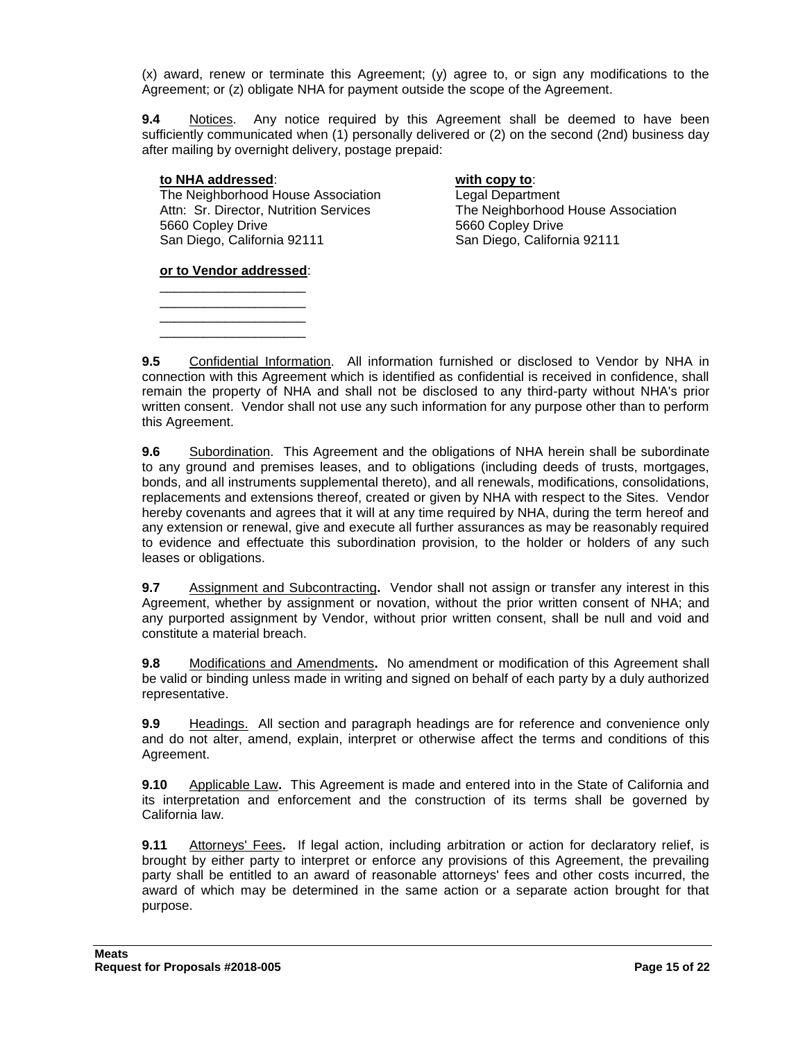(x) award, renew or terminate this Agreement; (y) agree to, or sign any modifications to the Agreement; or (z) obligate NHA for payment outside the scope of the Agreement.

**9.4** Notices. Any notice required by this Agreement shall be deemed to have been sufficiently communicated when (1) personally delivered or (2) on the second (2nd) business day after mailing by overnight delivery, postage prepaid:

**to NHA addressed**:
The Neighborhood House Association
Attn: Sr. Director, Nutrition Services
5660 Copley Drive
San Diego, California 92111

**with copy to**:
Legal Department
The Neighborhood House Association
5660 Copley Drive
San Diego, California 92111

**or to Vendor addressed**:
____________________
____________________
____________________
____________________

**9.5** Confidential Information. All information furnished or disclosed to Vendor by NHA in connection with this Agreement which is identified as confidential is received in confidence, shall remain the property of NHA and shall not be disclosed to any third-party without NHA's prior written consent. Vendor shall not use any such information for any purpose other than to perform this Agreement.

**9.6** Subordination. This Agreement and the obligations of NHA herein shall be subordinate to any ground and premises leases, and to obligations (including deeds of trusts, mortgages, bonds, and all instruments supplemental thereto), and all renewals, modifications, consolidations, replacements and extensions thereof, created or given by NHA with respect to the Sites. Vendor hereby covenants and agrees that it will at any time required by NHA, during the term hereof and any extension or renewal, give and execute all further assurances as may be reasonably required to evidence and effectuate this subordination provision, to the holder or holders of any such leases or obligations.

**9.7** Assignment and Subcontracting**.** Vendor shall not assign or transfer any interest in this Agreement, whether by assignment or novation, without the prior written consent of NHA; and any purported assignment by Vendor, without prior written consent, shall be null and void and constitute a material breach.

**9.8** Modifications and Amendments**.** No amendment or modification of this Agreement shall be valid or binding unless made in writing and signed on behalf of each party by a duly authorized representative.

**9.9** Headings. All section and paragraph headings are for reference and convenience only and do not alter, amend, explain, interpret or otherwise affect the terms and conditions of this Agreement.

**9.10** Applicable Law**.** This Agreement is made and entered into in the State of California and its interpretation and enforcement and the construction of its terms shall be governed by California law.

**9.11** Attorneys' Fees**.** If legal action, including arbitration or action for declaratory relief, is brought by either party to interpret or enforce any provisions of this Agreement, the prevailing party shall be entitled to an award of reasonable attorneys' fees and other costs incurred, the award of which may be determined in the same action or a separate action brought for that purpose.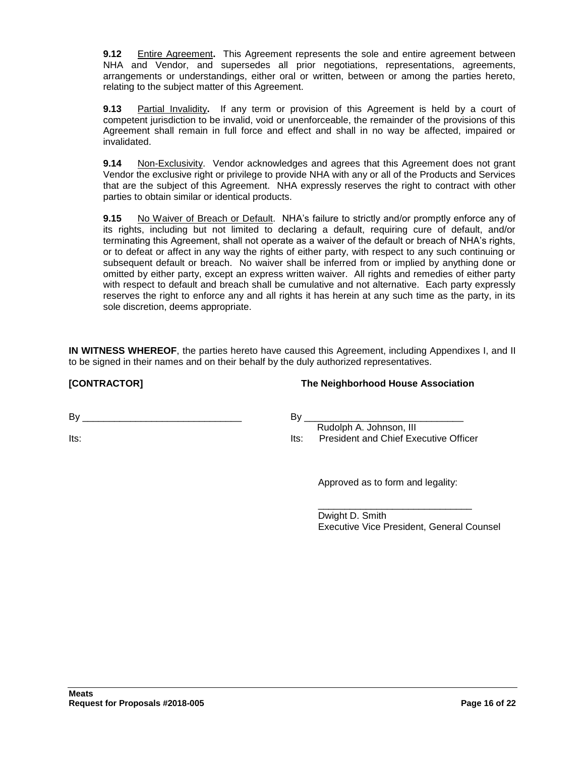**9.12** <u>Entire Agreement</u>**.** This Agreement represents the sole and entire agreement between NHA and Vendor, and supersedes all prior negotiations, representations, agreements, arrangements or understandings, either oral or written, between or among the parties hereto, relating to the subject matter of this Agreement.

**9.13** <u>Partial Invalidity</u>**.** If any term or provision of this Agreement is held by a court of competent jurisdiction to be invalid, void or unenforceable, the remainder of the provisions of this Agreement shall remain in full force and effect and shall in no way be affected, impaired or invalidated.

**9.14** <u>Non-Exclusivity</u>. Vendor acknowledges and agrees that this Agreement does not grant Vendor the exclusive right or privilege to provide NHA with any or all of the Products and Services that are the subject of this Agreement. NHA expressly reserves the right to contract with other parties to obtain similar or identical products.

**9.15** <u>No Waiver of Breach or Default</u>. NHA's failure to strictly and/or promptly enforce any of its rights, including but not limited to declaring a default, requiring cure of default, and/or terminating this Agreement, shall not operate as a waiver of the default or breach of NHA's rights, or to defeat or affect in any way the rights of either party, with respect to any such continuing or subsequent default or breach. No waiver shall be inferred from or implied by anything done or omitted by either party, except an express written waiver. All rights and remedies of either party with respect to default and breach shall be cumulative and not alternative. Each party expressly reserves the right to enforce any and all rights it has herein at any such time as the party, in its sole discretion, deems appropriate.

**IN WITNESS WHEREOF**, the parties hereto have caused this Agreement, including Appendixes I, and II to be signed in their names and on their behalf by the duly authorized representatives.

**[CONTRACTOR]**

By ______________________________

Its:

**The Neighborhood House Association**

By ______________________________
Rudolph A. Johnson, III
Its: President and Chief Executive Officer

Approved as to form and legality:

______________________________
Dwight D. Smith
Executive Vice President, General Counsel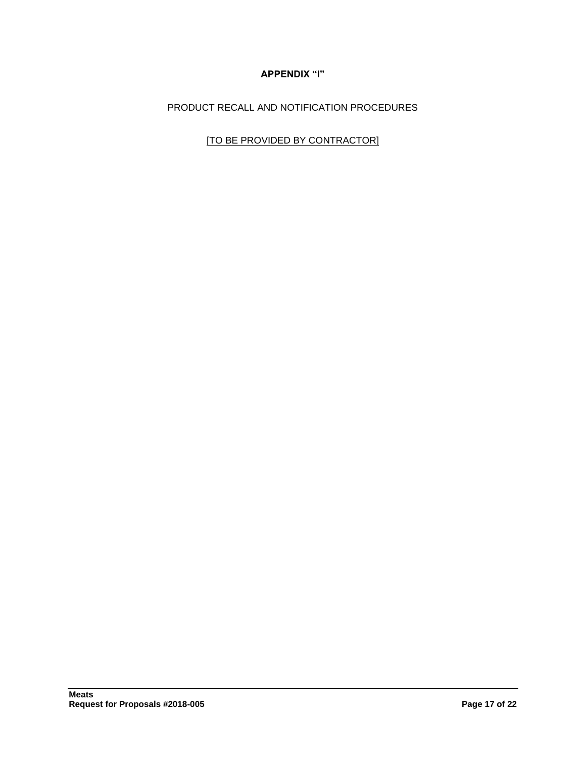# APPENDIX "I"

PRODUCT RECALL AND NOTIFICATION PROCEDURES

<u>[TO BE PROVIDED BY CONTRACTOR]</u>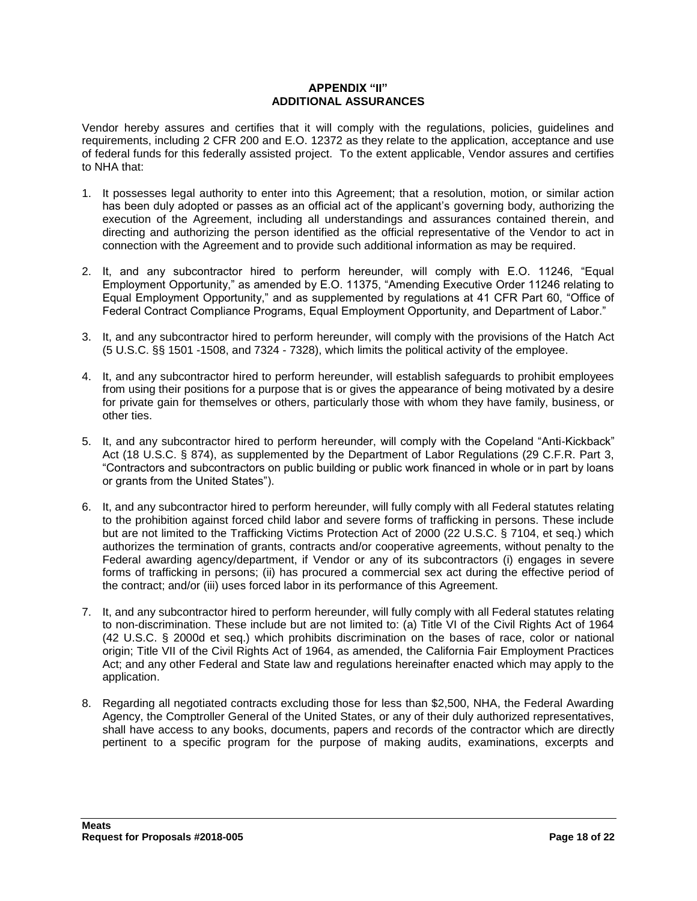## APPENDIX "II"
## ADDITIONAL ASSURANCES

Vendor hereby assures and certifies that it will comply with the regulations, policies, guidelines and requirements, including 2 CFR 200 and E.O. 12372 as they relate to the application, acceptance and use of federal funds for this federally assisted project. To the extent applicable, Vendor assures and certifies to NHA that:

1. It possesses legal authority to enter into this Agreement; that a resolution, motion, or similar action has been duly adopted or passes as an official act of the applicant's governing body, authorizing the execution of the Agreement, including all understandings and assurances contained therein, and directing and authorizing the person identified as the official representative of the Vendor to act in connection with the Agreement and to provide such additional information as may be required.

2. It, and any subcontractor hired to perform hereunder, will comply with E.O. 11246, "Equal Employment Opportunity," as amended by E.O. 11375, "Amending Executive Order 11246 relating to Equal Employment Opportunity," and as supplemented by regulations at 41 CFR Part 60, "Office of Federal Contract Compliance Programs, Equal Employment Opportunity, and Department of Labor."

3. It, and any subcontractor hired to perform hereunder, will comply with the provisions of the Hatch Act (5 U.S.C. §§ 1501 -1508, and 7324 - 7328), which limits the political activity of the employee.

4. It, and any subcontractor hired to perform hereunder, will establish safeguards to prohibit employees from using their positions for a purpose that is or gives the appearance of being motivated by a desire for private gain for themselves or others, particularly those with whom they have family, business, or other ties.

5. It, and any subcontractor hired to perform hereunder, will comply with the Copeland "Anti-Kickback" Act (18 U.S.C. § 874), as supplemented by the Department of Labor Regulations (29 C.F.R. Part 3, "Contractors and subcontractors on public building or public work financed in whole or in part by loans or grants from the United States").

6. It, and any subcontractor hired to perform hereunder, will fully comply with all Federal statutes relating to the prohibition against forced child labor and severe forms of trafficking in persons. These include but are not limited to the Trafficking Victims Protection Act of 2000 (22 U.S.C. § 7104, et seq.) which authorizes the termination of grants, contracts and/or cooperative agreements, without penalty to the Federal awarding agency/department, if Vendor or any of its subcontractors (i) engages in severe forms of trafficking in persons; (ii) has procured a commercial sex act during the effective period of the contract; and/or (iii) uses forced labor in its performance of this Agreement.

7. It, and any subcontractor hired to perform hereunder, will fully comply with all Federal statutes relating to non-discrimination. These include but are not limited to: (a) Title VI of the Civil Rights Act of 1964 (42 U.S.C. § 2000d et seq.) which prohibits discrimination on the bases of race, color or national origin; Title VII of the Civil Rights Act of 1964, as amended, the California Fair Employment Practices Act; and any other Federal and State law and regulations hereinafter enacted which may apply to the application.

8. Regarding all negotiated contracts excluding those for less than $2,500, NHA, the Federal Awarding Agency, the Comptroller General of the United States, or any of their duly authorized representatives, shall have access to any books, documents, papers and records of the contractor which are directly pertinent to a specific program for the purpose of making audits, examinations, excerpts and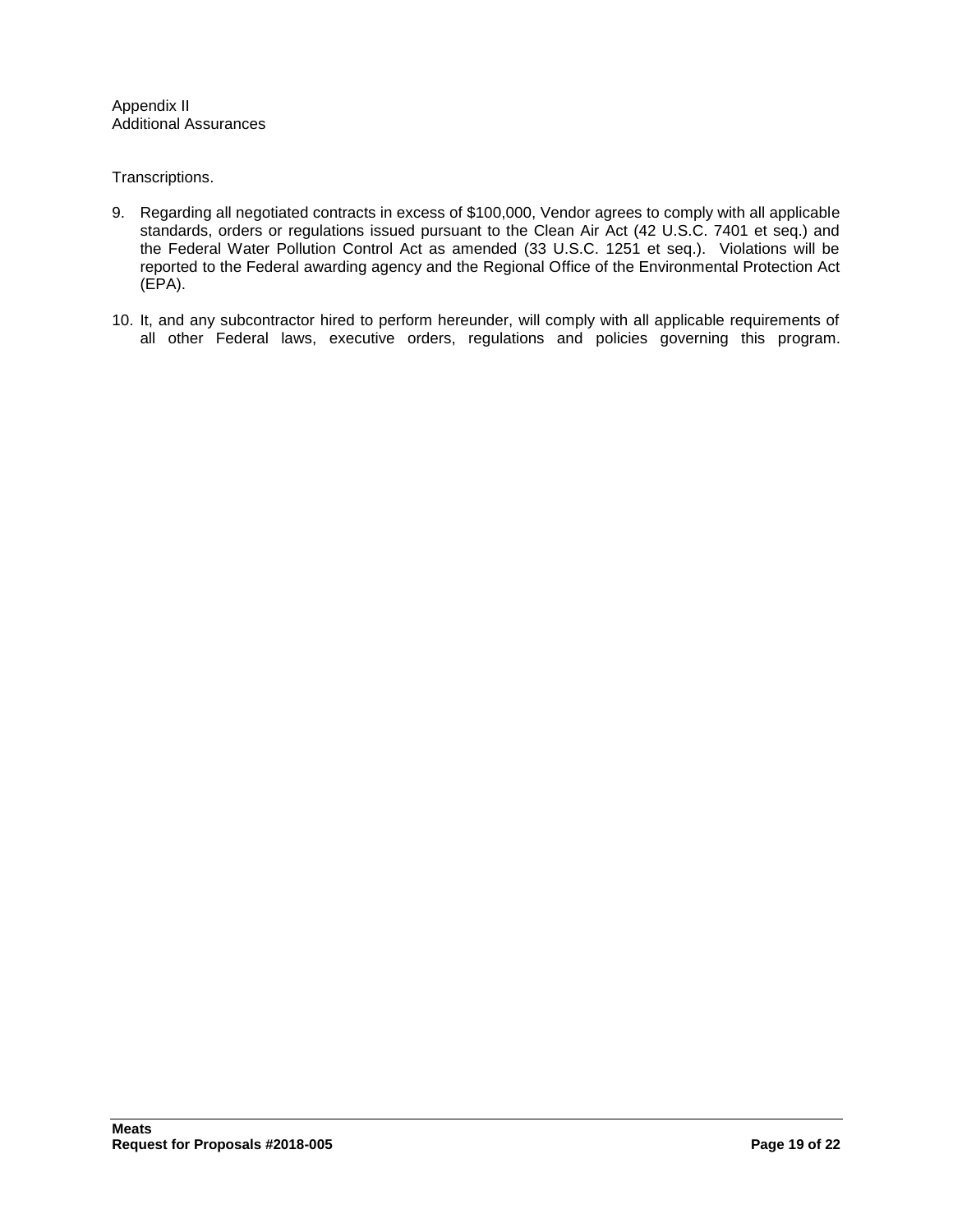Appendix II
Additional Assurances

Transcriptions.

9. Regarding all negotiated contracts in excess of $100,000, Vendor agrees to comply with all applicable standards, orders or regulations issued pursuant to the Clean Air Act (42 U.S.C. 7401 et seq.) and the Federal Water Pollution Control Act as amended (33 U.S.C. 1251 et seq.). Violations will be reported to the Federal awarding agency and the Regional Office of the Environmental Protection Act (EPA).

10. It, and any subcontractor hired to perform hereunder, will comply with all applicable requirements of all other Federal laws, executive orders, regulations and policies governing this program.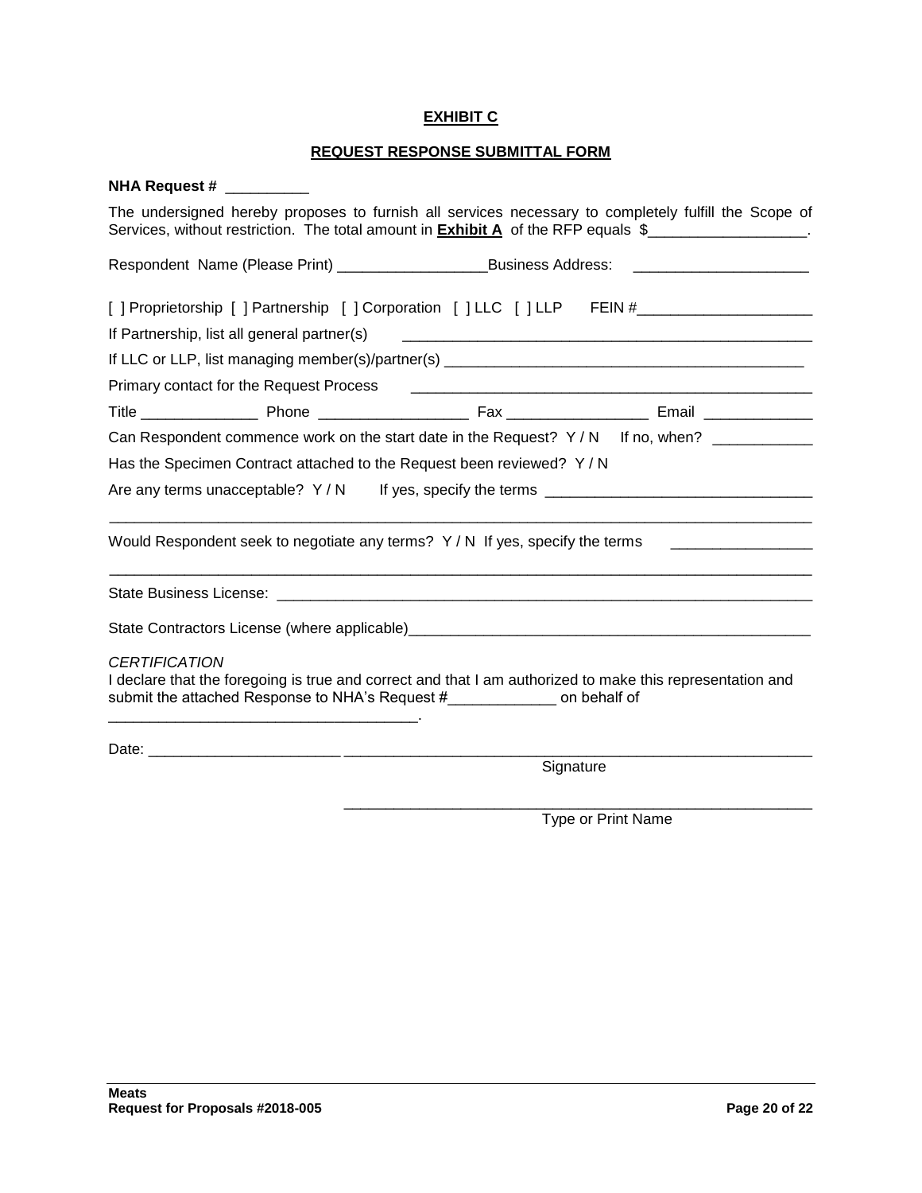**EXHIBIT C**

**REQUEST RESPONSE SUBMITTAL FORM**

**NHA Request #** __________

The undersigned hereby proposes to furnish all services necessary to completely fulfill the Scope of Services, without restriction. The total amount in **Exhibit A** of the RFP equals $___________________.

Respondent Name (Please Print) __________________Business Address: _____________________

[ ] Proprietorship [ ] Partnership [ ] Corporation [ ] LLC [ ] LLP FEIN #_____________________

If Partnership, list all general partner(s) _________________________________________________

If LLC or LLP, list managing member(s)/partner(s) ___________________________________________

Primary contact for the Request Process _________________________________________________

Title ______________ Phone __________________ Fax _________________ Email _____________

Can Respondent commence work on the start date in the Request? Y / N If no, when? ____________

Has the Specimen Contract attached to the Request been reviewed? Y / N

Are any terms unacceptable? Y / N If yes, specify the terms _______________________________

_____________________________________________________________________________________

Would Respondent seek to negotiate any terms? Y / N If yes, specify the terms _________________

_____________________________________________________________________________________

State Business License: _____________________________________________________________

State Contractors License (where applicable)_________________________________________________

*CERTIFICATION*

I declare that the foregoing is true and correct and that I am authorized to make this representation and submit the attached Response to NHA's Request #_____________ on behalf of ____________________________________.

Date: _______________________ ____________________________________________________________

Signature

____________________________________________________________

Type or Print Name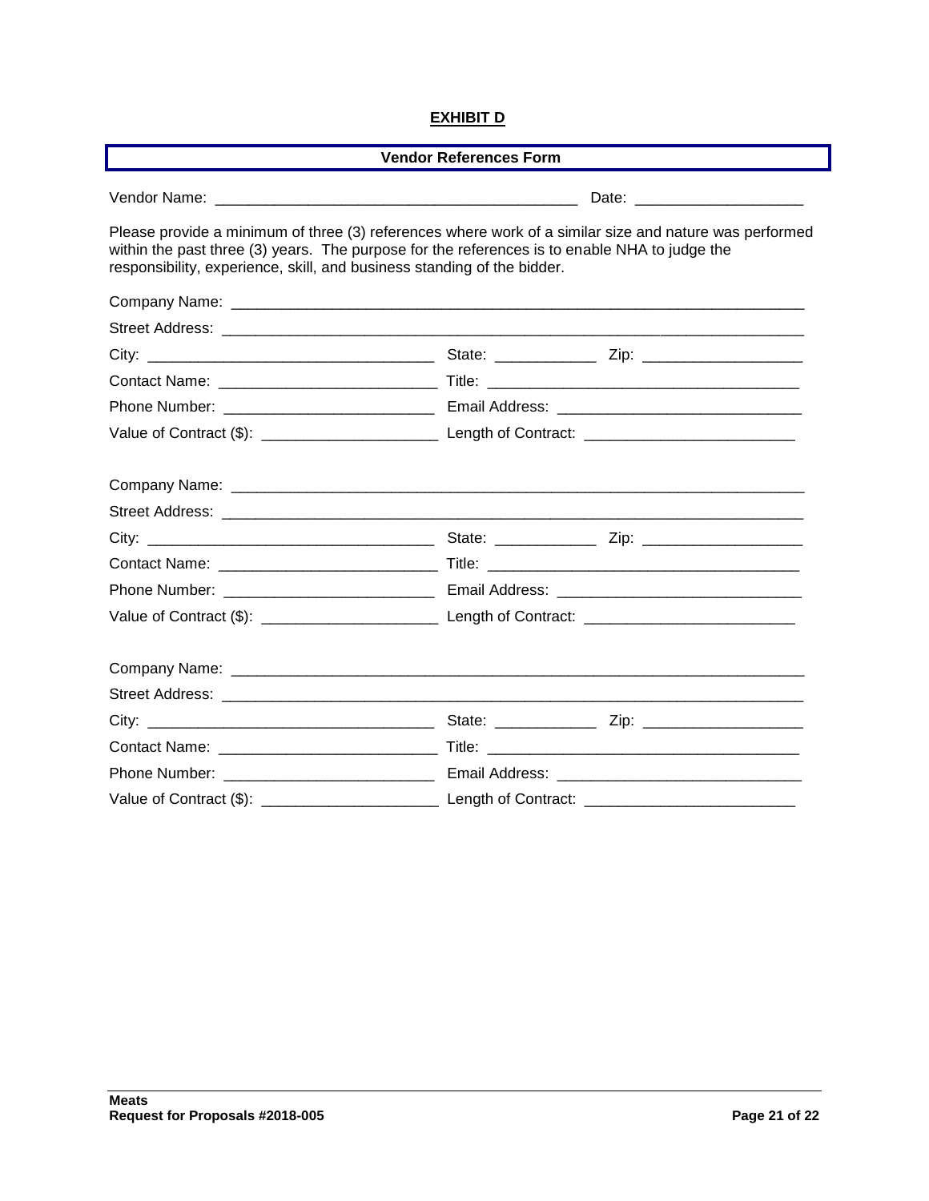**EXHIBIT D**

**Vendor References Form**

Vendor Name: ___________________________________________ Date: ____________________

Please provide a minimum of three (3) references where work of a similar size and nature was performed within the past three (3) years. The purpose for the references is to enable NHA to judge the responsibility, experience, skill, and business standing of the bidder.

Company Name: _____________________________________________________________________

Street Address: _____________________________________________________________________

City: __________________________________ State: ____________ Zip: ___________________

Contact Name: _________________________ Title: _____________________________________

Phone Number: _________________________ Email Address: _____________________________

Value of Contract ($): _____________________ Length of Contract: _________________________

Company Name: _____________________________________________________________________

Street Address: _____________________________________________________________________

City: __________________________________ State: ____________ Zip: ___________________

Contact Name: _________________________ Title: _____________________________________

Phone Number: _________________________ Email Address: _____________________________

Value of Contract ($): _____________________ Length of Contract: _________________________

Company Name: _____________________________________________________________________

Street Address: _____________________________________________________________________

City: __________________________________ State: ____________ Zip: ___________________

Contact Name: _________________________ Title: _____________________________________

Phone Number: _________________________ Email Address: _____________________________

Value of Contract ($): _____________________ Length of Contract: _________________________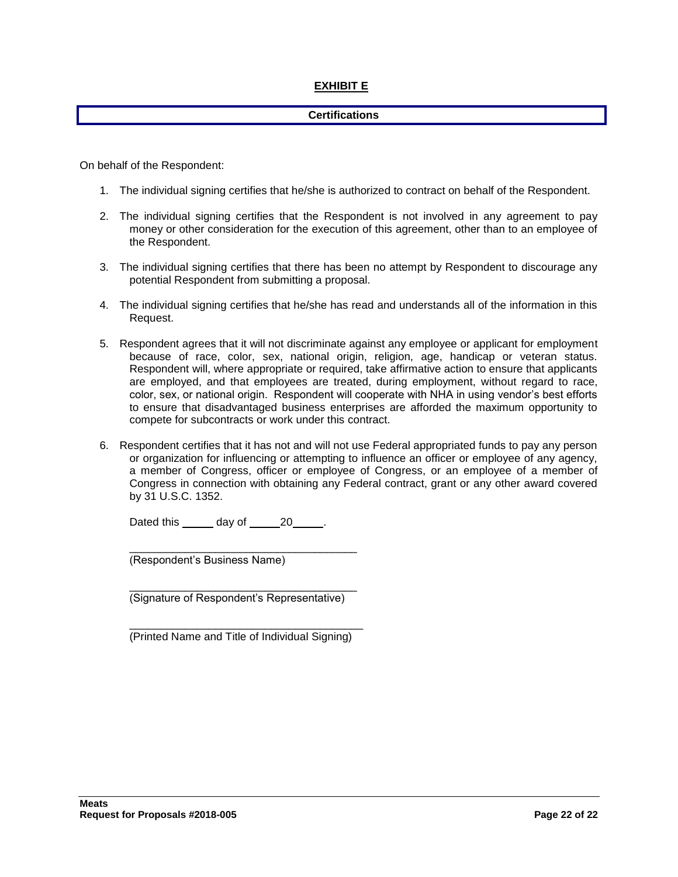# EXHIBIT E

## Certifications

On behalf of the Respondent:

1. The individual signing certifies that he/she is authorized to contract on behalf of the Respondent.

2. The individual signing certifies that the Respondent is not involved in any agreement to pay money or other consideration for the execution of this agreement, other than to an employee of the Respondent.

3. The individual signing certifies that there has been no attempt by Respondent to discourage any potential Respondent from submitting a proposal.

4. The individual signing certifies that he/she has read and understands all of the information in this Request.

5. Respondent agrees that it will not discriminate against any employee or applicant for employment because of race, color, sex, national origin, religion, age, handicap or veteran status. Respondent will, where appropriate or required, take affirmative action to ensure that applicants are employed, and that employees are treated, during employment, without regard to race, color, sex, or national origin. Respondent will cooperate with NHA in using vendor's best efforts to ensure that disadvantaged business enterprises are afforded the maximum opportunity to compete for subcontracts or work under this contract.

6. Respondent certifies that it has not and will not use Federal appropriated funds to pay any person or organization for influencing or attempting to influence an officer or employee of any agency, a member of Congress, officer or employee of Congress, or an employee of a member of Congress in connection with obtaining any Federal contract, grant or any other award covered by 31 U.S.C. 1352.

Dated this _____ day of _____20_____.

\_\_\_\_\_\_\_\_\_\_\_\_\_\_\_\_\_\_\_\_\_\_\_\_\_\_\_\_\_\_\_\_\_\_\_\_\_\_
(Respondent's Business Name)

\_\_\_\_\_\_\_\_\_\_\_\_\_\_\_\_\_\_\_\_\_\_\_\_\_\_\_\_\_\_\_\_\_\_\_\_\_\_
(Signature of Respondent's Representative)

\_\_\_\_\_\_\_\_\_\_\_\_\_\_\_\_\_\_\_\_\_\_\_\_\_\_\_\_\_\_\_\_\_\_\_\_\_\_
(Printed Name and Title of Individual Signing)